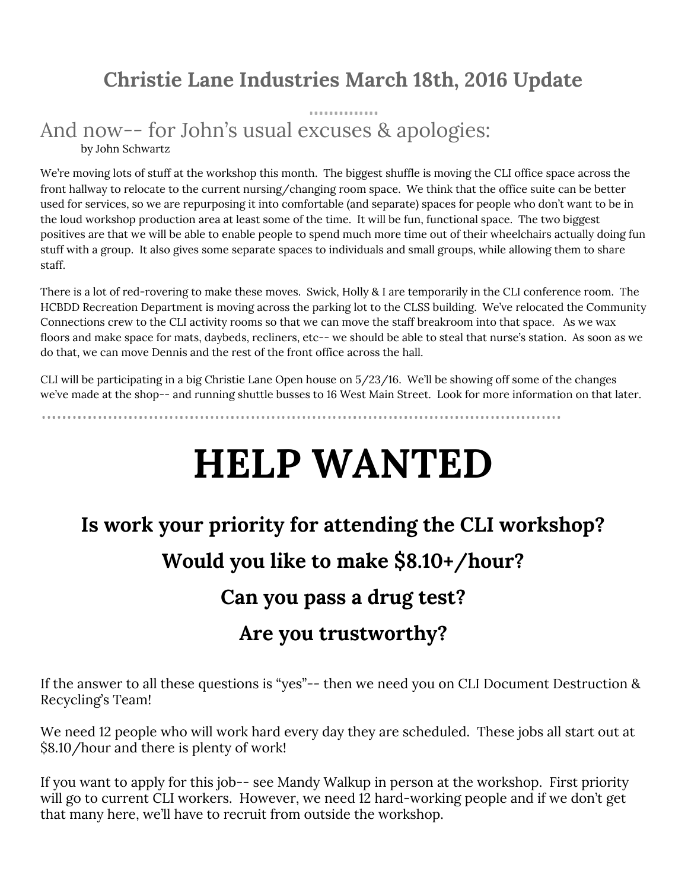# Christie Lane Industries March 18th, 2016 Update

## And now-- for John's usual excuses & apologies:

by John Schwartz

We're moving lots of stuff at the workshop this month. The biggest shuffle is moving the CLI office space across the front hallway to relocate to the current nursing/changing room space. We think that the office suite can be better used for services, so we are repurposing it into comfortable (and separate) spaces for people who don't want to be in the loud workshop production area at least some of the time. It will be fun, functional space. The two biggest positives are that we will be able to enable people to spend much more time out of their wheelchairs actually doing fun stuff with a group. It also gives some separate spaces to individuals and small groups, while allowing them to share staff.

There is a lot of red-rovering to make these moves. Swick, Holly & I are temporarily in the CLI conference room. The HCBDD Recreation Department is moving across the parking lot to the CLSS building. We've relocated the Community Connections crew to the CLI activity rooms so that we can move the staff breakroom into that space. As we wax floors and make space for mats, daybeds, recliners, etc-- we should be able to steal that nurse's station. As soon as we do that, we can move Dennis and the rest of the front office across the hall.

CLI will be participating in a big Christie Lane Open house on 5/23/16. We'll be showing off some of the changes we've made at the shop-- and running shuttle busses to 16 West Main Street. Look for more information on that later.

# HELP WANTED

### Is work your priority for attending the CLI workshop?

### Would you like to make $8.10+/hour?

### Can you pass a drug test?

### Are you trustworthy?

If the answer to all these questions is "yes"-- then we need you on CLI Document Destruction & Recycling's Team!

We need 12 people who will work hard every day they are scheduled. These jobs all start out at $8.10/hour and there is plenty of work!

If you want to apply for this job-- see Mandy Walkup in person at the workshop. First priority will go to current CLI workers. However, we need 12 hard-working people and if we don't get that many here, we'll have to recruit from outside the workshop.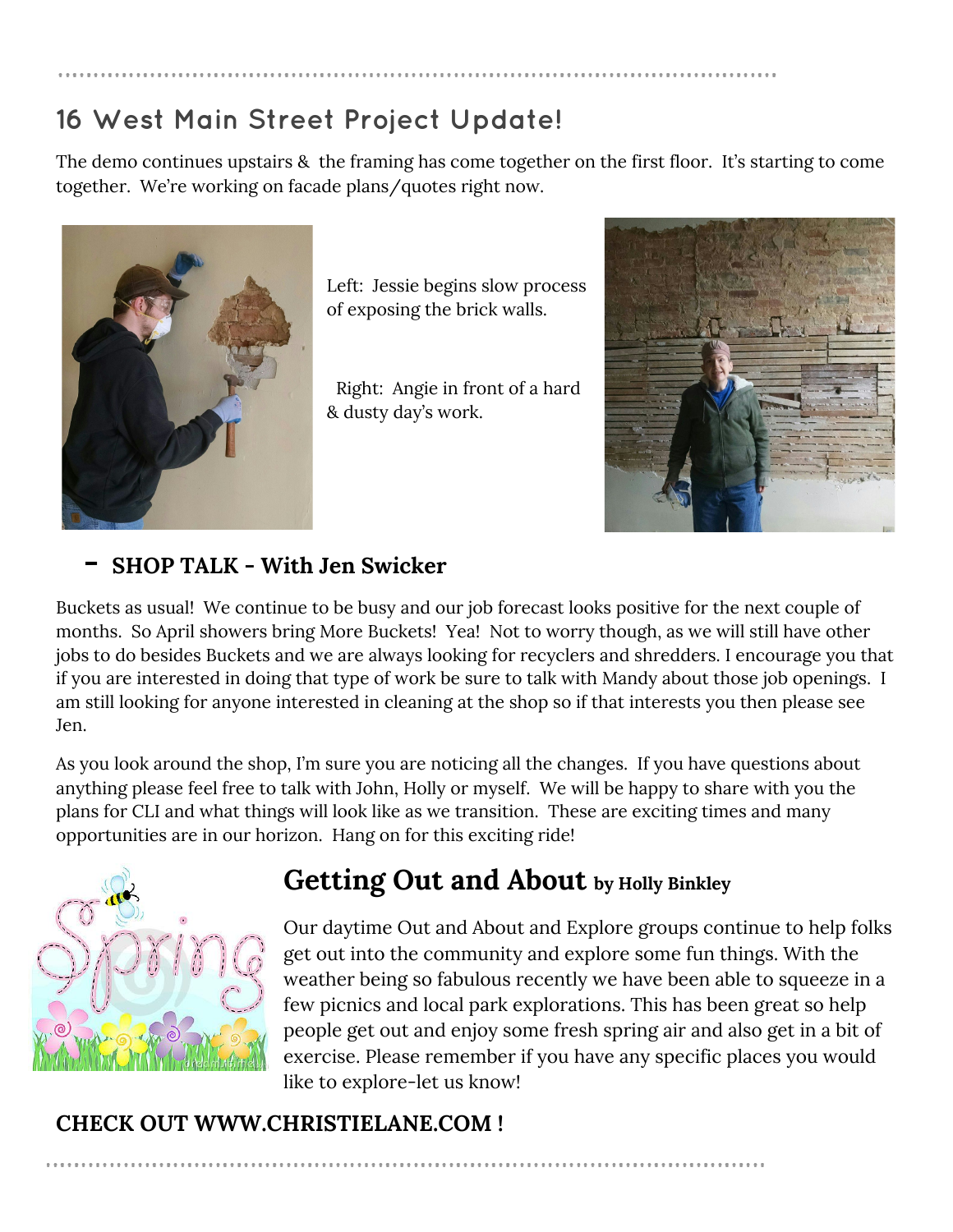## 16 West Main Street Project Update!

The demo continues upstairs & the framing has come together on the first floor. It's starting to come together. We're working on facade plans/quotes right now.

Left: Jessie begins slow process of exposing the brick walls.

Right: Angie in front of a hard & dusty day's work.

### - SHOP TALK - With Jen Swicker

Buckets as usual! We continue to be busy and our job forecast looks positive for the next couple of months. So April showers bring More Buckets! Yea! Not to worry though, as we will still have other jobs to do besides Buckets and we are always looking for recyclers and shredders. I encourage you that if you are interested in doing that type of work be sure to talk with Mandy about those job openings. I am still looking for anyone interested in cleaning at the shop so if that interests you then please see Jen.

As you look around the shop, I'm sure you are noticing all the changes. If you have questions about anything please feel free to talk with John, Holly or myself. We will be happy to share with you the plans for CLI and what things will look like as we transition. These are exciting times and many opportunities are in our horizon. Hang on for this exciting ride!

## Getting Out and About by Holly Binkley

Our daytime Out and About and Explore groups continue to help folks get out into the community and explore some fun things. With the weather being so fabulous recently we have been able to squeeze in a few picnics and local park explorations. This has been great so help people get out and enjoy some fresh spring air and also get in a bit of exercise. Please remember if you have any specific places you would like to explore-let us know!

**CHECK OUT WWW.CHRISTIELANE.COM !**